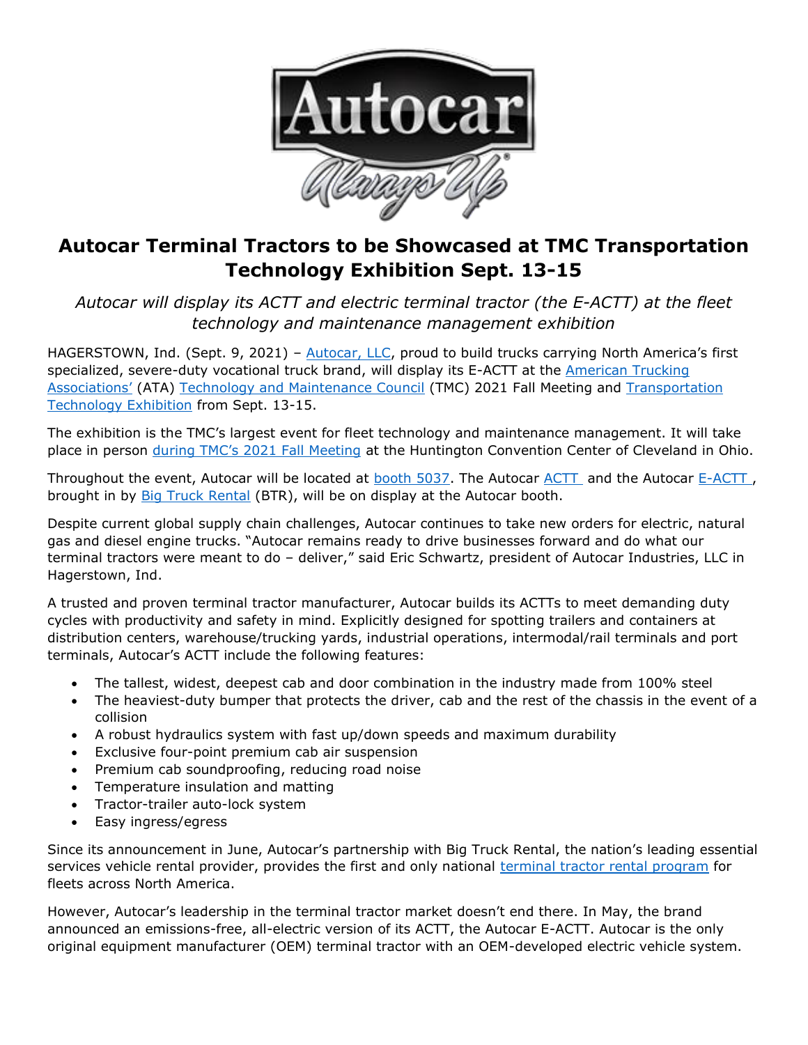# Autocar Terminal Tractors to be Showcased at TMC Transportation Technology Exhibition Sept. 13-15

*Autocar will display its ACTT and electric terminal tractor (the E-ACTT) at the fleet technology and maintenance management exhibition*

HAGERSTOWN, Ind. (Sept. 9, 2021) – Autocar, LLC, proud to build trucks carrying North America's first specialized, severe-duty vocational truck brand, will display its E-ACTT at the American Trucking Associations' (ATA) Technology and Maintenance Council (TMC) 2021 Fall Meeting and Transportation Technology Exhibition from Sept. 13-15.

The exhibition is the TMC's largest event for fleet technology and maintenance management. It will take place in person during TMC's 2021 Fall Meeting at the Huntington Convention Center of Cleveland in Ohio.

Throughout the event, Autocar will be located at booth 5037. The Autocar ACTT and the Autocar E-ACTT, brought in by Big Truck Rental (BTR), will be on display at the Autocar booth.

Despite current global supply chain challenges, Autocar continues to take new orders for electric, natural gas and diesel engine trucks. "Autocar remains ready to drive businesses forward and do what our terminal tractors were meant to do – deliver," said Eric Schwartz, president of Autocar Industries, LLC in Hagerstown, Ind.

A trusted and proven terminal tractor manufacturer, Autocar builds its ACTTs to meet demanding duty cycles with productivity and safety in mind. Explicitly designed for spotting trailers and containers at distribution centers, warehouse/trucking yards, industrial operations, intermodal/rail terminals and port terminals, Autocar's ACTT include the following features:

- The tallest, widest, deepest cab and door combination in the industry made from 100% steel
- The heaviest-duty bumper that protects the driver, cab and the rest of the chassis in the event of a collision
- A robust hydraulics system with fast up/down speeds and maximum durability
- Exclusive four-point premium cab air suspension
- Premium cab soundproofing, reducing road noise
- Temperature insulation and matting
- Tractor-trailer auto-lock system
- Easy ingress/egress

Since its announcement in June, Autocar's partnership with Big Truck Rental, the nation's leading essential services vehicle rental provider, provides the first and only national terminal tractor rental program for fleets across North America.

However, Autocar's leadership in the terminal tractor market doesn't end there. In May, the brand announced an emissions-free, all-electric version of its ACTT, the Autocar E-ACTT. Autocar is the only original equipment manufacturer (OEM) terminal tractor with an OEM-developed electric vehicle system.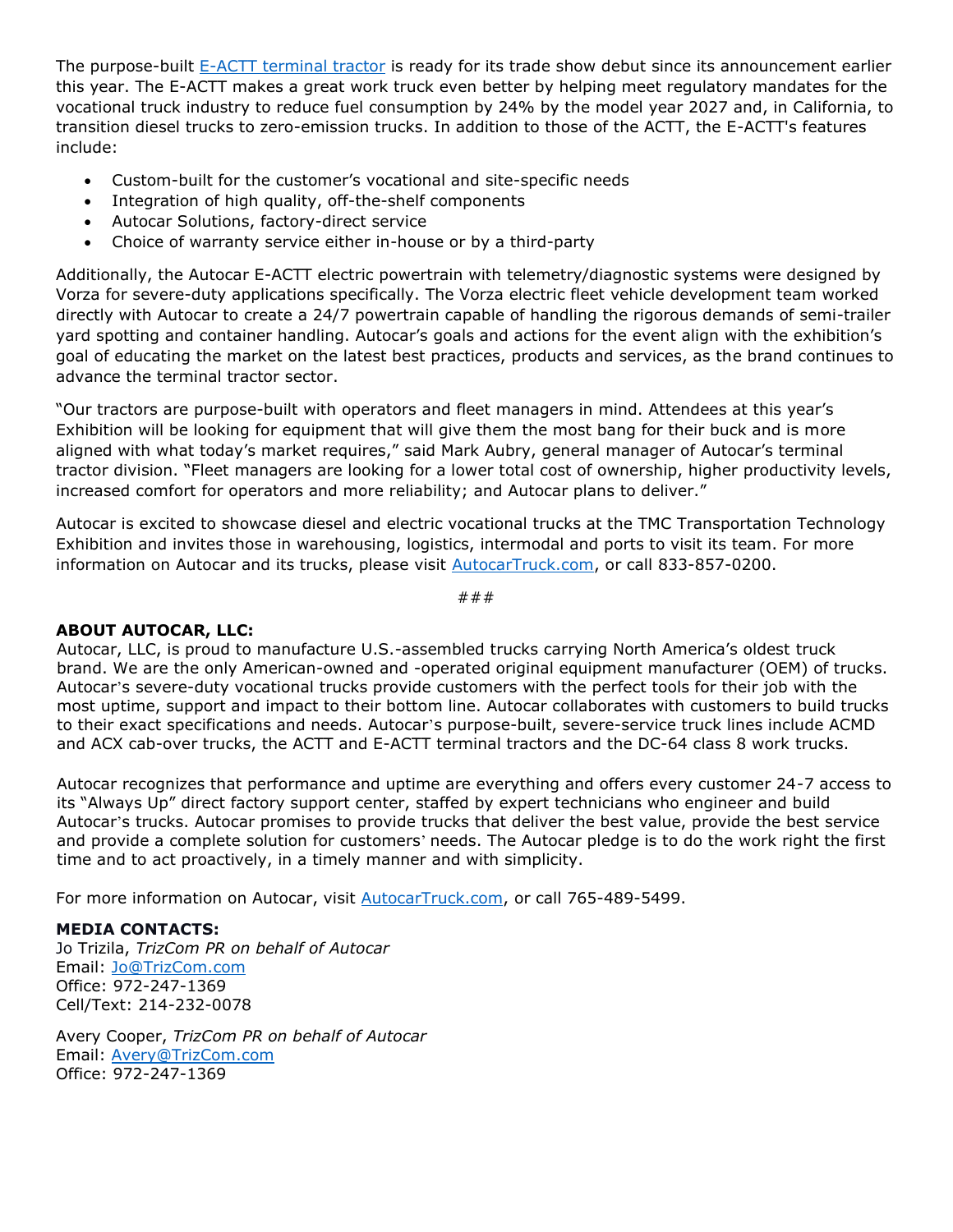The purpose-built [E-ACTT terminal tractor](https://) is ready for its trade show debut since its announcement earlier this year. The E-ACTT makes a great work truck even better by helping meet regulatory mandates for the vocational truck industry to reduce fuel consumption by 24% by the model year 2027 and, in California, to transition diesel trucks to zero-emission trucks. In addition to those of the ACTT, the E-ACTT's features include:

- Custom-built for the customer's vocational and site-specific needs
- Integration of high quality, off-the-shelf components
- Autocar Solutions, factory-direct service
- Choice of warranty service either in-house or by a third-party

Additionally, the Autocar E-ACTT electric powertrain with telemetry/diagnostic systems were designed by Vorza for severe-duty applications specifically. The Vorza electric fleet vehicle development team worked directly with Autocar to create a 24/7 powertrain capable of handling the rigorous demands of semi-trailer yard spotting and container handling. Autocar's goals and actions for the event align with the exhibition's goal of educating the market on the latest best practices, products and services, as the brand continues to advance the terminal tractor sector.

"Our tractors are purpose-built with operators and fleet managers in mind. Attendees at this year's Exhibition will be looking for equipment that will give them the most bang for their buck and is more aligned with what today's market requires," said Mark Aubry, general manager of Autocar's terminal tractor division. "Fleet managers are looking for a lower total cost of ownership, higher productivity levels, increased comfort for operators and more reliability; and Autocar plans to deliver."

Autocar is excited to showcase diesel and electric vocational trucks at the TMC Transportation Technology Exhibition and invites those in warehousing, logistics, intermodal and ports to visit its team. For more information on Autocar and its trucks, please visit AutocarTruck.com, or call 833-857-0200.

###

**ABOUT AUTOCAR, LLC:**

Autocar, LLC, is proud to manufacture U.S.-assembled trucks carrying North America's oldest truck brand. We are the only American-owned and -operated original equipment manufacturer (OEM) of trucks. Autocar's severe-duty vocational trucks provide customers with the perfect tools for their job with the most uptime, support and impact to their bottom line. Autocar collaborates with customers to build trucks to their exact specifications and needs. Autocar's purpose-built, severe-service truck lines include ACMD and ACX cab-over trucks, the ACTT and E-ACTT terminal tractors and the DC-64 class 8 work trucks.

Autocar recognizes that performance and uptime are everything and offers every customer 24-7 access to its "Always Up" direct factory support center, staffed by expert technicians who engineer and build Autocar's trucks. Autocar promises to provide trucks that deliver the best value, provide the best service and provide a complete solution for customers' needs. The Autocar pledge is to do the work right the first time and to act proactively, in a timely manner and with simplicity.

For more information on Autocar, visit AutocarTruck.com, or call 765-489-5499.

**MEDIA CONTACTS:**

Jo Trizila, *TrizCom PR on behalf of Autocar*
Email: Jo@TrizCom.com
Office: 972-247-1369
Cell/Text: 214-232-0078

Avery Cooper, *TrizCom PR on behalf of Autocar*
Email: Avery@TrizCom.com
Office: 972-247-1369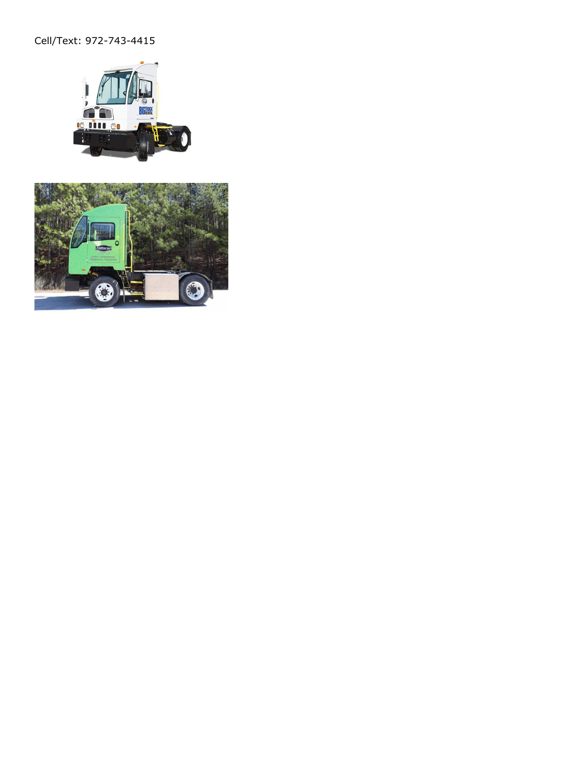Cell/Text: 972-743-4415